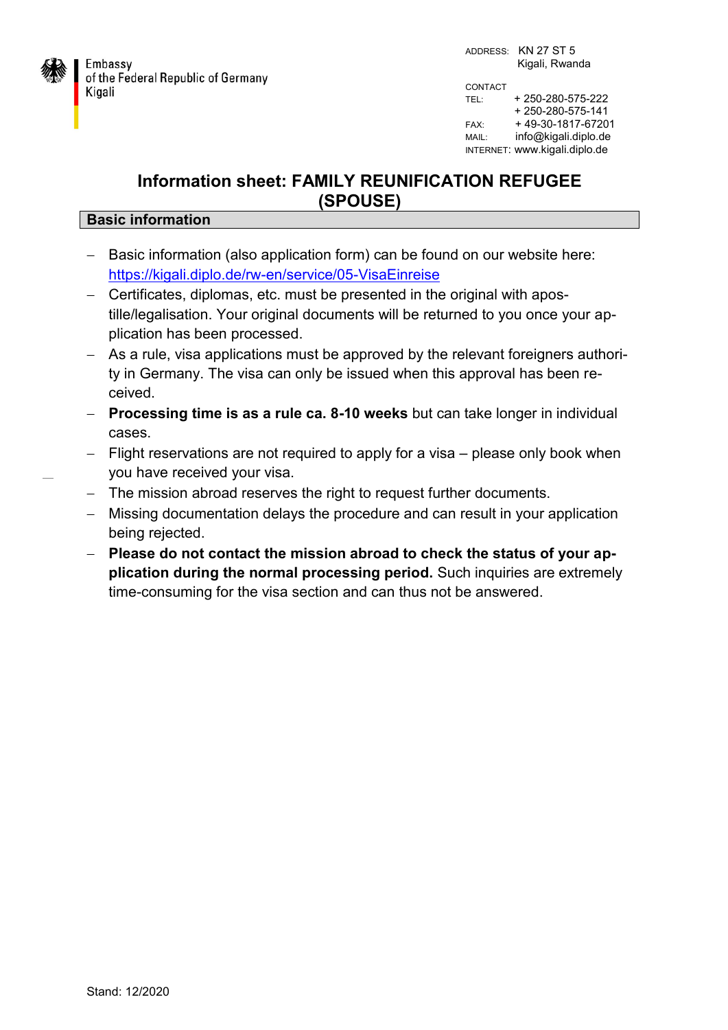Embassy
of the Federal Republic of Germany
Kigali

ADDRESS: KN 27 ST 5
Kigali, Rwanda

CONTACT
TEL: + 250-280-575-222
+ 250-280-575-141
FAX: + 49-30-1817-67201
MAIL: info@kigali.diplo.de
INTERNET: www.kigali.diplo.de

# Information sheet: FAMILY REUNIFICATION REFUGEE (SPOUSE)

## Basic information

- Basic information (also application form) can be found on our website here: https://kigali.diplo.de/rw-en/service/05-VisaEinreise
- Certificates, diplomas, etc. must be presented in the original with apostille/legalisation. Your original documents will be returned to you once your application has been processed.
- As a rule, visa applications must be approved by the relevant foreigners authority in Germany. The visa can only be issued when this approval has been received.
- **Processing time is as a rule ca. 8-10 weeks** but can take longer in individual cases.
- Flight reservations are not required to apply for a visa – please only book when you have received your visa.
- The mission abroad reserves the right to request further documents.
- Missing documentation delays the procedure and can result in your application being rejected.
- **Please do not contact the mission abroad to check the status of your application during the normal processing period.** Such inquiries are extremely time-consuming for the visa section and can thus not be answered.

Stand: 12/2020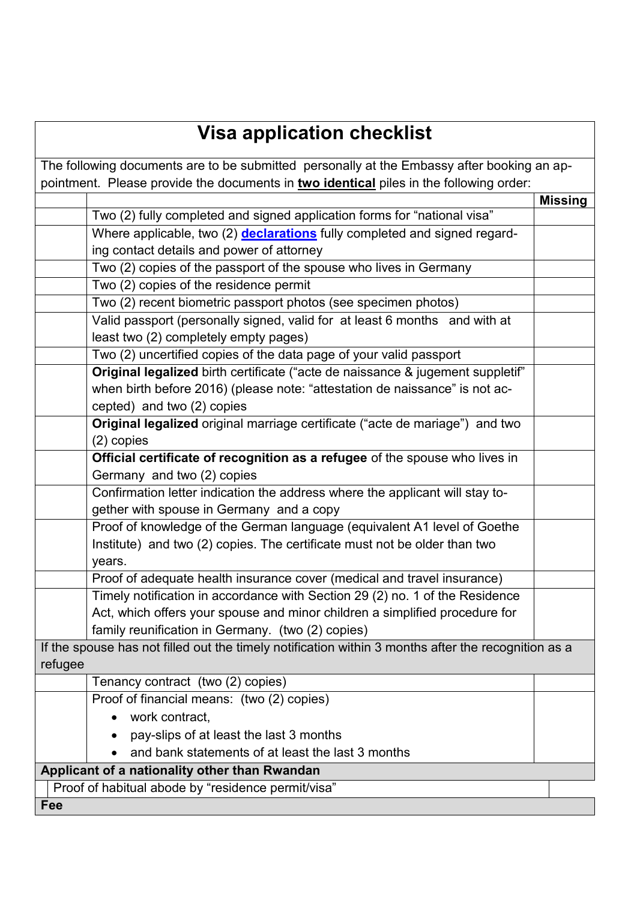# Visa application checklist

The following documents are to be submitted personally at the Embassy after booking an appointment. Please provide the documents in **two identical** piles in the following order:

| | | Missing |
|---|---|---|
| | Two (2) fully completed and signed application forms for "national visa" | |
| | Where applicable, two (2) **declarations** fully completed and signed regarding contact details and power of attorney | |
| | Two (2) copies of the passport of the spouse who lives in Germany | |
| | Two (2) copies of the residence permit | |
| | Two (2) recent biometric passport photos (see specimen photos) | |
| | Valid passport (personally signed, valid for at least 6 months and with at least two (2) completely empty pages) | |
| | Two (2) uncertified copies of the data page of your valid passport | |
| | **Original legalized** birth certificate ("acte de naissance & jugement suppletif" when birth before 2016) (please note: "attestation de naissance" is not accepted) and two (2) copies | |
| | **Original legalized** original marriage certificate ("acte de mariage") and two (2) copies | |
| | **Official certificate of recognition as a refugee** of the spouse who lives in Germany and two (2) copies | |
| | Confirmation letter indication the address where the applicant will stay together with spouse in Germany and a copy | |
| | Proof of knowledge of the German language (equivalent A1 level of Goethe Institute) and two (2) copies. The certificate must not be older than two years. | |
| | Proof of adequate health insurance cover (medical and travel insurance) | |
| | Timely notification in accordance with Section 29 (2) no. 1 of the Residence Act, which offers your spouse and minor children a simplified procedure for family reunification in Germany. (two (2) copies) | |
| If the spouse has not filled out the timely notification within 3 months after the recognition as a refugee | | |
| | Tenancy contract (two (2) copies) | |
| | Proof of financial means: (two (2) copies)<br>• work contract,<br>• pay-slips of at least the last 3 months<br>• and bank statements of at least the last 3 months | |
| **Applicant of a nationality other than Rwandan** | | |
| | Proof of habitual abode by "residence permit/visa" | |
| **Fee** | | |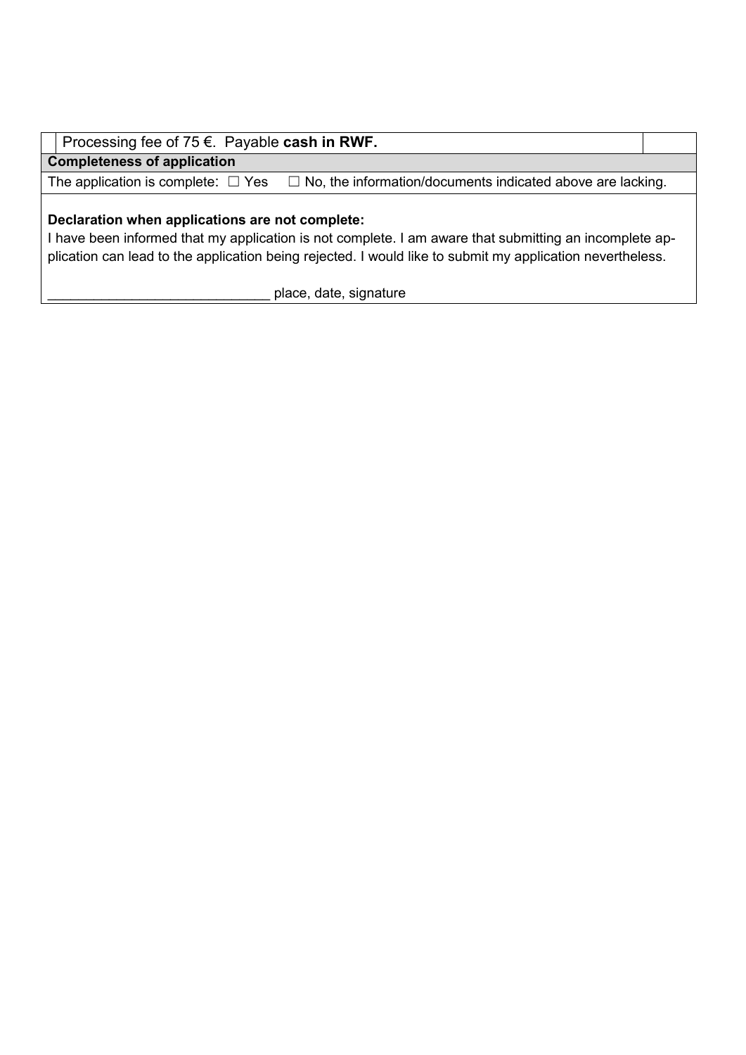| | | |
|---|---|---|
| | Processing fee of 75 €.  Payable **cash in RWF.** | |

**Completeness of application**

The application is complete:  ☐ Yes    ☐ No, the information/documents indicated above are lacking.

**Declaration when applications are not complete:**

I have been informed that my application is not complete. I am aware that submitting an incomplete application can lead to the application being rejected. I would like to submit my application nevertheless.

_____________________________ place, date, signature